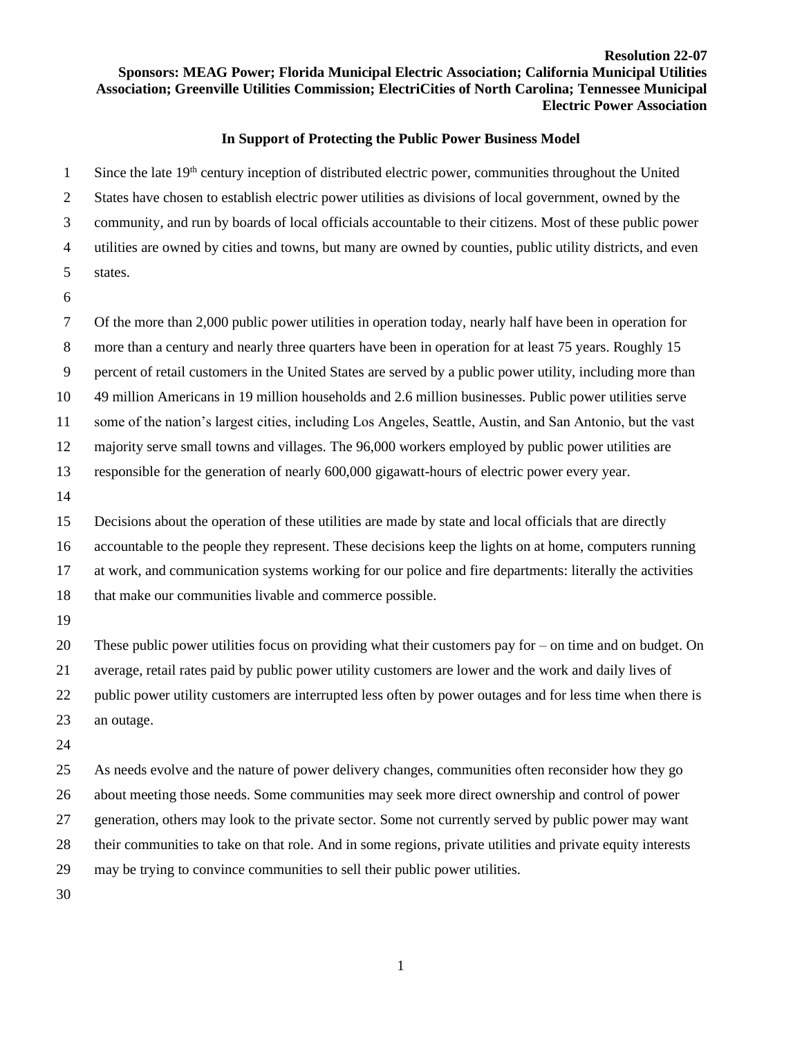**Resolution 22-07**

**Sponsors: MEAG Power; Florida Municipal Electric Association; California Municipal Utilities Association; Greenville Utilities Commission; ElectriCities of North Carolina; Tennessee Municipal Electric Power Association**

## In Support of Protecting the Public Power Business Model

Since the late 19th century inception of distributed electric power, communities throughout the United States have chosen to establish electric power utilities as divisions of local government, owned by the community, and run by boards of local officials accountable to their citizens. Most of these public power utilities are owned by cities and towns, but many are owned by counties, public utility districts, and even states.

Of the more than 2,000 public power utilities in operation today, nearly half have been in operation for more than a century and nearly three quarters have been in operation for at least 75 years. Roughly 15 percent of retail customers in the United States are served by a public power utility, including more than 49 million Americans in 19 million households and 2.6 million businesses. Public power utilities serve some of the nation's largest cities, including Los Angeles, Seattle, Austin, and San Antonio, but the vast majority serve small towns and villages. The 96,000 workers employed by public power utilities are responsible for the generation of nearly 600,000 gigawatt-hours of electric power every year.

Decisions about the operation of these utilities are made by state and local officials that are directly accountable to the people they represent. These decisions keep the lights on at home, computers running at work, and communication systems working for our police and fire departments: literally the activities that make our communities livable and commerce possible.

These public power utilities focus on providing what their customers pay for – on time and on budget. On average, retail rates paid by public power utility customers are lower and the work and daily lives of public power utility customers are interrupted less often by power outages and for less time when there is an outage.

As needs evolve and the nature of power delivery changes, communities often reconsider how they go about meeting those needs. Some communities may seek more direct ownership and control of power generation, others may look to the private sector. Some not currently served by public power may want their communities to take on that role. And in some regions, private utilities and private equity interests may be trying to convince communities to sell their public power utilities.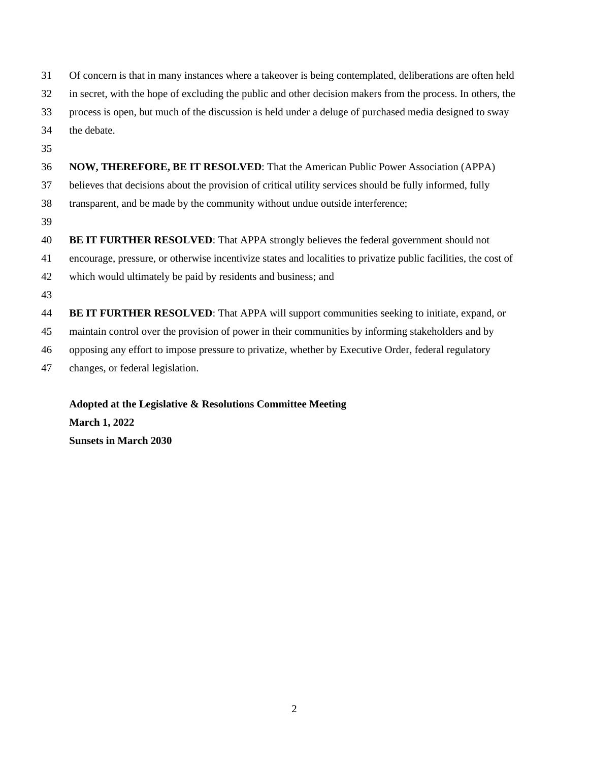Of concern is that in many instances where a takeover is being contemplated, deliberations are often held in secret, with the hope of excluding the public and other decision makers from the process. In others, the process is open, but much of the discussion is held under a deluge of purchased media designed to sway the debate.

**NOW, THEREFORE, BE IT RESOLVED**: That the American Public Power Association (APPA) believes that decisions about the provision of critical utility services should be fully informed, fully transparent, and be made by the community without undue outside interference;

**BE IT FURTHER RESOLVED**: That APPA strongly believes the federal government should not encourage, pressure, or otherwise incentivize states and localities to privatize public facilities, the cost of which would ultimately be paid by residents and business; and

**BE IT FURTHER RESOLVED**: That APPA will support communities seeking to initiate, expand, or maintain control over the provision of power in their communities by informing stakeholders and by opposing any effort to impose pressure to privatize, whether by Executive Order, federal regulatory changes, or federal legislation.

**Adopted at the Legislative & Resolutions Committee Meeting**
**March 1, 2022**
**Sunsets in March 2030**